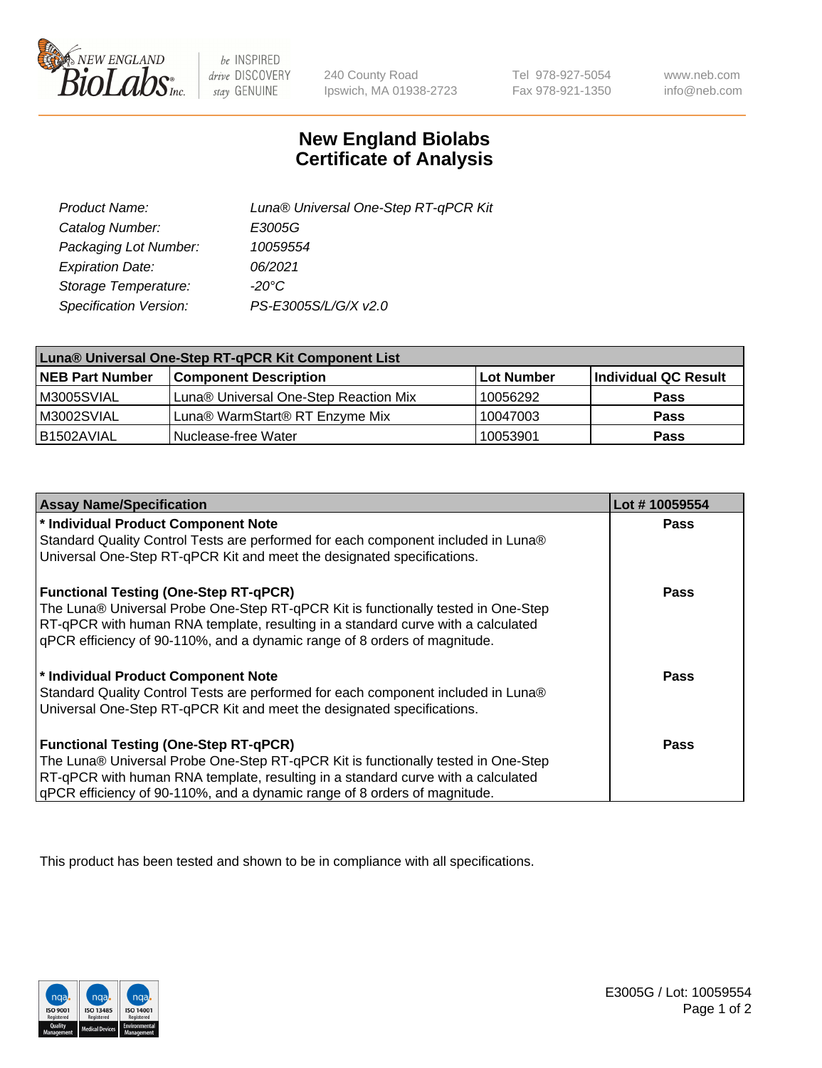# New England Biolabs
## Certificate of Analysis

| | |
|---|---|
| Product Name: | Luna® Universal One-Step RT-qPCR Kit |
| Catalog Number: | E3005G |
| Packaging Lot Number: | 10059554 |
| Expiration Date: | 06/2021 |
| Storage Temperature: | -20°C |
| Specification Version: | PS-E3005S/L/G/X v2.0 |

| Luna® Universal One-Step RT-qPCR Kit Component List | | | |
|---|---|---|---|
| **NEB Part Number** | **Component Description** | **Lot Number** | **Individual QC Result** |
| M3005SVIAL | Luna® Universal One-Step Reaction Mix | 10056292 | **Pass** |
| M3002SVIAL | Luna® WarmStart® RT Enzyme Mix | 10047003 | **Pass** |
| B1502AVIAL | Nuclease-free Water | 10053901 | **Pass** |

| Assay Name/Specification | Lot # 10059554 |
|---|---|
| **\* Individual Product Component Note**<br>Standard Quality Control Tests are performed for each component included in Luna® Universal One-Step RT-qPCR Kit and meet the designated specifications. | **Pass** |
| **Functional Testing (One-Step RT-qPCR)**<br>The Luna® Universal Probe One-Step RT-qPCR Kit is functionally tested in One-Step RT-qPCR with human RNA template, resulting in a standard curve with a calculated qPCR efficiency of 90-110%, and a dynamic range of 8 orders of magnitude. | **Pass** |
| **\* Individual Product Component Note**<br>Standard Quality Control Tests are performed for each component included in Luna® Universal One-Step RT-qPCR Kit and meet the designated specifications. | **Pass** |
| **Functional Testing (One-Step RT-qPCR)**<br>The Luna® Universal Probe One-Step RT-qPCR Kit is functionally tested in One-Step RT-qPCR with human RNA template, resulting in a standard curve with a calculated qPCR efficiency of 90-110%, and a dynamic range of 8 orders of magnitude. | **Pass** |

This product has been tested and shown to be in compliance with all specifications.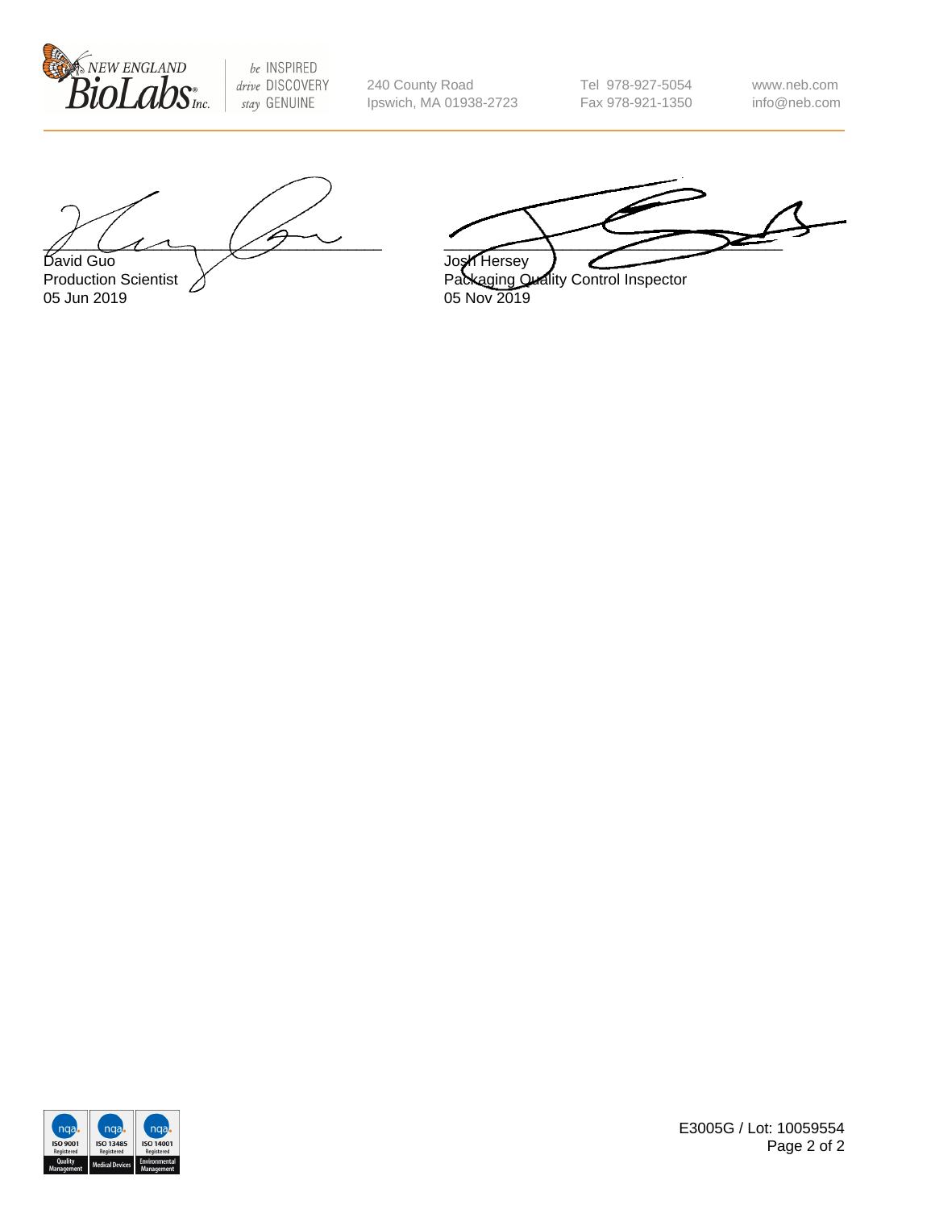David Guo
Production Scientist
05 Jun 2019

Josh Hersey
Packaging Quality Control Inspector
05 Nov 2019

E3005G / Lot: 10059554